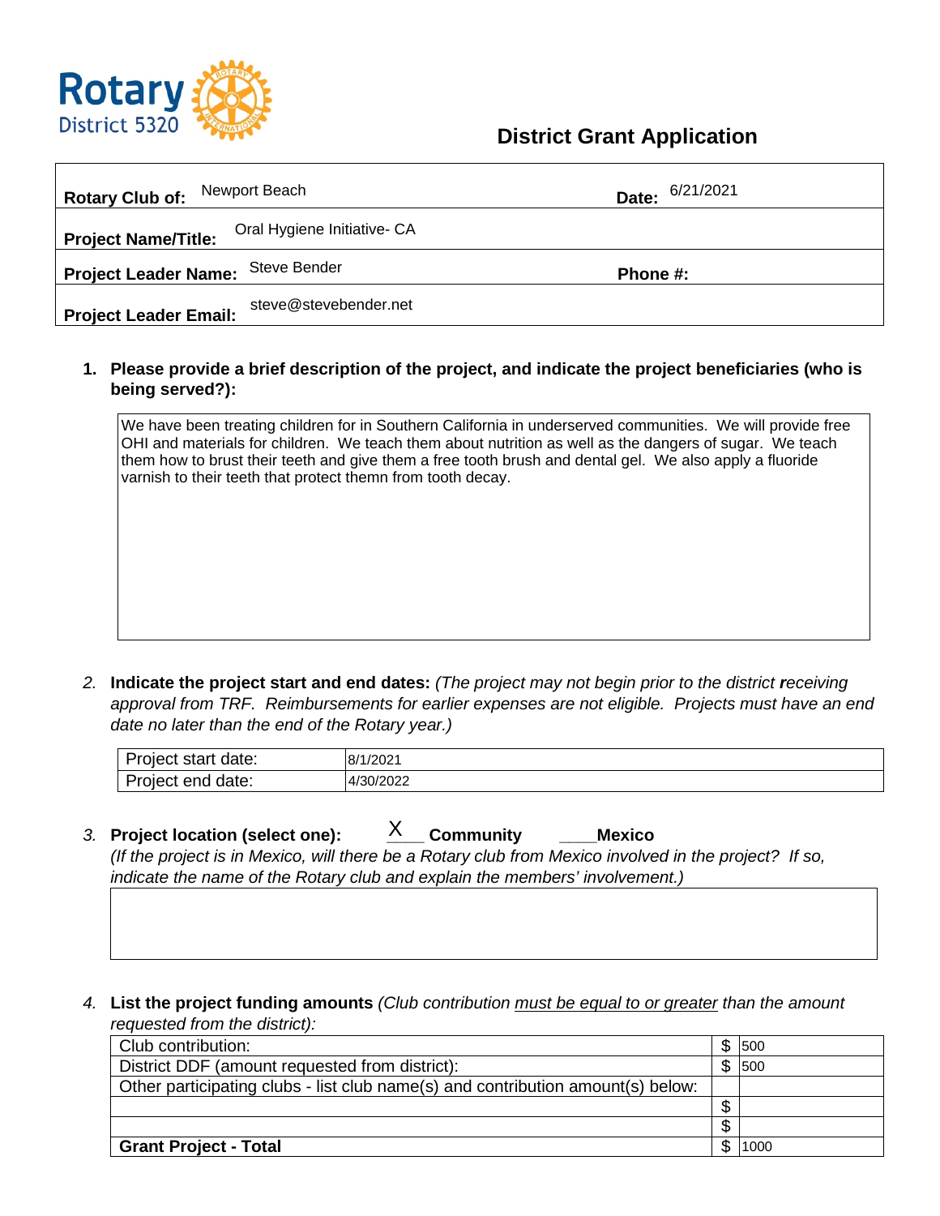Rotary District 5320

# District Grant Application

| | | | |
|---|---|---|---|
| **Rotary Club of:** | Newport Beach | **Date:** | 6/21/2021 |
| **Project Name/Title:** | Oral Hygiene Initiative- CA | | |
| **Project Leader Name:** | Steve Bender | **Phone #:** | |
| **Project Leader Email:** | steve@stevebender.net | | |

1. **Please provide a brief description of the project, and indicate the project beneficiaries (who is being served?):**

We have been treating children for in Southern California in underserved communities. We will provide free OHI and materials for children. We teach them about nutrition as well as the dangers of sugar. We teach them how to brust their teeth and give them a free tooth brush and dental gel. We also apply a fluoride varnish to their teeth that protect themn from tooth decay.

2. **Indicate the project start and end dates:** *(The project may not begin prior to the district* ***r****eceiving approval from TRF. Reimbursements for earlier expenses are not eligible. Projects must have an end date no later than the end of the Rotary year.)*

| | |
|---|---|
| Project start date: | 8/1/2021 |
| Project end date: | 4/30/2022 |

3. **Project location (select one):** \_X\_\_ **Community** \_\_\_\_**Mexico**
*(If the project is in Mexico, will there be a Rotary club from Mexico involved in the project? If so, indicate the name of the Rotary club and explain the members' involvement.)*

4. **List the project funding amounts** *(Club contribution* *<u>must be equal to or greater</u>* *than the amount requested from the district):*

| | | |
|---|---|---|
| Club contribution: | $ | 500 |
| District DDF (amount requested from district): | $ | 500 |
| Other participating clubs - list club name(s) and contribution amount(s) below: | | |
| | $ | |
| | $ | |
| **Grant Project - Total** | $ | 1000 |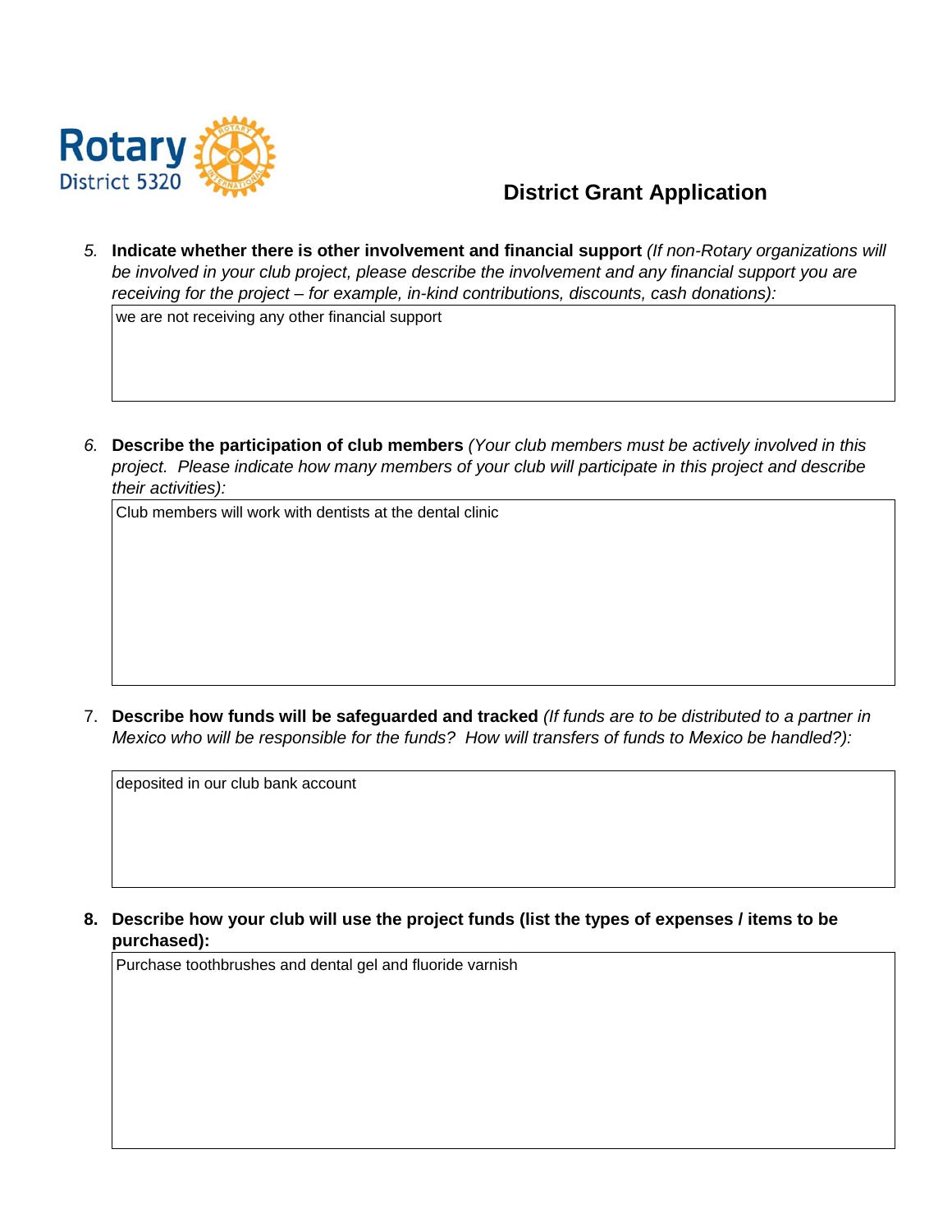Rotary
District 5320

# District Grant Application

5. **Indicate whether there is other involvement and financial support** *(If non-Rotary organizations will be involved in your club project, please describe the involvement and any financial support you are receiving for the project – for example, in-kind contributions, discounts, cash donations):*

we are not receiving any other financial support

6. **Describe the participation of club members** *(Your club members must be actively involved in this project. Please indicate how many members of your club will participate in this project and describe their activities):*

Club members will work with dentists at the dental clinic

7. **Describe how funds will be safeguarded and tracked** *(If funds are to be distributed to a partner in Mexico who will be responsible for the funds? How will transfers of funds to Mexico be handled?):*

deposited in our club bank account

8. **Describe how your club will use the project funds (list the types of expenses / items to be purchased):**

Purchase toothbrushes and dental gel and fluoride varnish